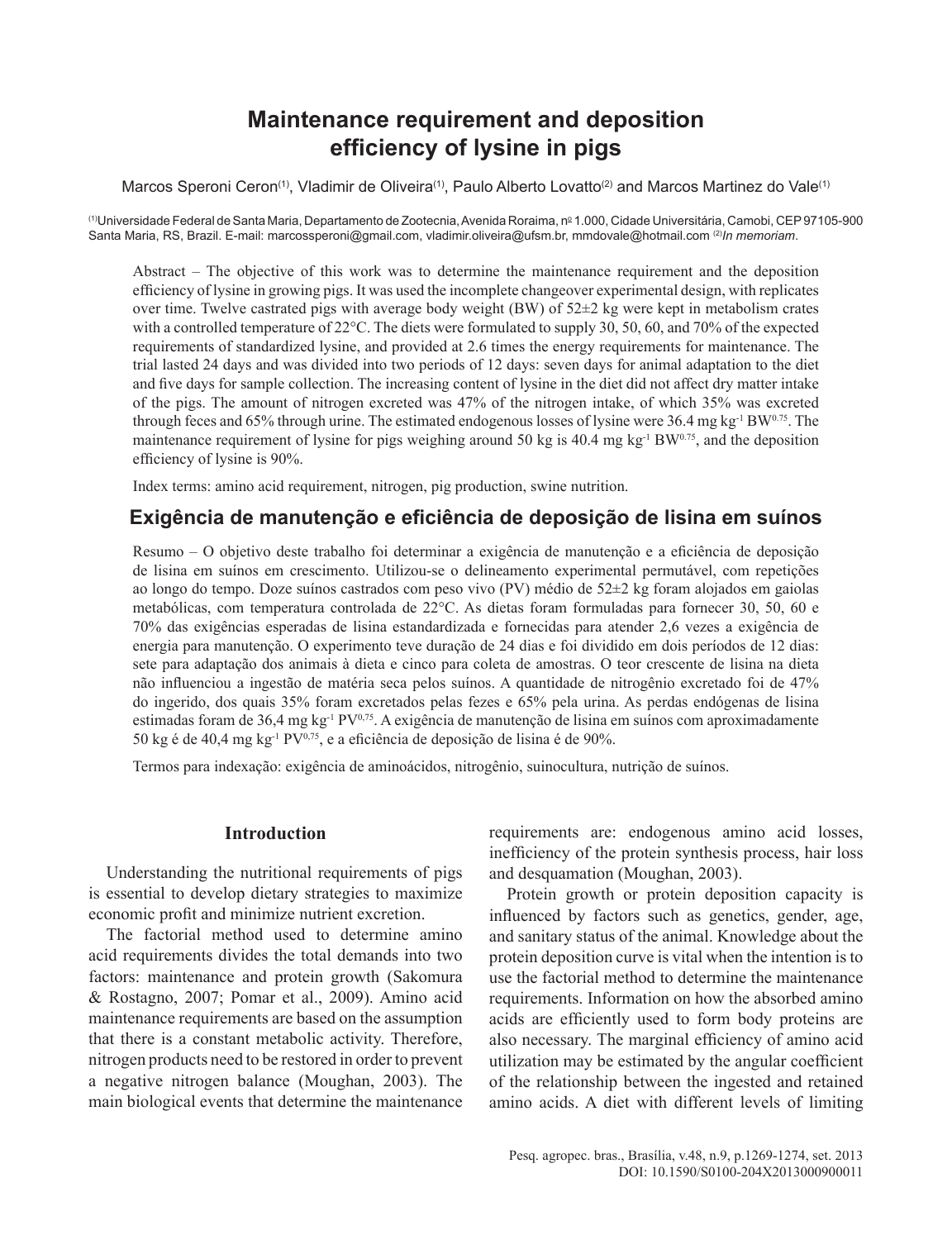# Maintenance requirement and deposition efficiency of lysine in pigs

Marcos Speroni Ceron[1], Vladimir de Oliveira[1], Paulo Alberto Lovatto[2] and Marcos Martinez do Vale[1]

[1]Universidade Federal de Santa Maria, Departamento de Zootecnia, Avenida Roraima, nº 1.000, Cidade Universitária, Camobi, CEP 97105-900 Santa Maria, RS, Brazil. E-mail: marcosperoni@gmail.com, vladimir.oliveira@ufsm.br, mmdovale@hotmail.com [2]*In memoriam*.

Abstract – The objective of this work was to determine the maintenance requirement and the deposition efficiency of lysine in growing pigs. It was used the incomplete changeover experimental design, with replicates over time. Twelve castrated pigs with average body weight (BW) of 52±2 kg were kept in metabolism crates with a controlled temperature of 22°C. The diets were formulated to supply 30, 50, 60, and 70% of the expected requirements of standardized lysine, and provided at 2.6 times the energy requirements for maintenance. The trial lasted 24 days and was divided into two periods of 12 days: seven days for animal adaptation to the diet and five days for sample collection. The increasing content of lysine in the diet did not affect dry matter intake of the pigs. The amount of nitrogen excreted was 47% of the nitrogen intake, of which 35% was excreted through feces and 65% through urine. The estimated endogenous losses of lysine were 36.4 mg $kg^{-1}$ $BW^{0.75}$. The maintenance requirement of lysine for pigs weighing around 50 kg is 40.4 mg $kg^{-1}$ $BW^{0.75}$, and the deposition efficiency of lysine is 90%.

Index terms: amino acid requirement, nitrogen, pig production, swine nutrition.

## Exigência de manutenção e eficiência de deposição de lisina em suínos

Resumo – O objetivo deste trabalho foi determinar a exigência de manutenção e a eficiência de deposição de lisina em suínos em crescimento. Utilizou-se o delineamento experimental permutável, com repetições ao longo do tempo. Doze suínos castrados com peso vivo (PV) médio de 52±2 kg foram alojados em gaiolas metabólicas, com temperatura controlada de 22°C. As dietas foram formuladas para fornecer 30, 50, 60 e 70% das exigências esperadas de lisina estandardizada e fornecidas para atender 2,6 vezes a exigência de energia para manutenção. O experimento teve duração de 24 dias e foi dividido em dois períodos de 12 dias: sete para adaptação dos animais à dieta e cinco para coleta de amostras. O teor crescente de lisina na dieta não influenciou a ingestão de matéria seca pelos suínos. A quantidade de nitrogênio excretado foi de 47% do ingerido, dos quais 35% foram excretados pelas fezes e 65% pela urina. As perdas endógenas de lisina estimadas foram de 36,4 mg $kg^{-1}$ $PV^{0,75}$. A exigência de manutenção de lisina em suínos com aproximadamente 50 kg é de 40,4 mg $kg^{-1}$ $PV^{0,75}$, e a eficiência de deposição de lisina é de 90%.

Termos para indexação: exigência de aminoácidos, nitrogênio, suinocultura, nutrição de suínos.

## Introduction

Understanding the nutritional requirements of pigs is essential to develop dietary strategies to maximize economic profit and minimize nutrient excretion.

The factorial method used to determine amino acid requirements divides the total demands into two factors: maintenance and protein growth (Sakomura & Rostagno, 2007; Pomar et al., 2009). Amino acid maintenance requirements are based on the assumption that there is a constant metabolic activity. Therefore, nitrogen products need to be restored in order to prevent a negative nitrogen balance (Moughan, 2003). The main biological events that determine the maintenance requirements are: endogenous amino acid losses, inefficiency of the protein synthesis process, hair loss and desquamation (Moughan, 2003).

Protein growth or protein deposition capacity is influenced by factors such as genetics, gender, age, and sanitary status of the animal. Knowledge about the protein deposition curve is vital when the intention is to use the factorial method to determine the maintenance requirements. Information on how the absorbed amino acids are efficiently used to form body proteins are also necessary. The marginal efficiency of amino acid utilization may be estimated by the angular coefficient of the relationship between the ingested and retained amino acids. A diet with different levels of limiting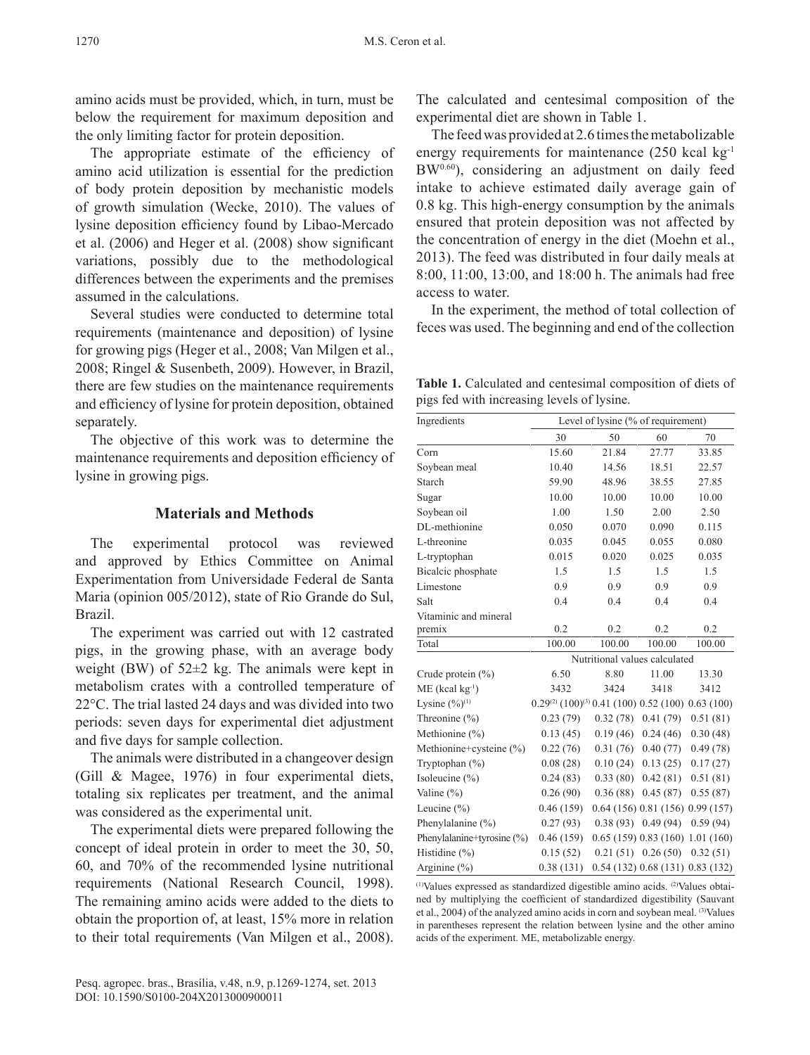amino acids must be provided, which, in turn, must be below the requirement for maximum deposition and the only limiting factor for protein deposition.

The appropriate estimate of the efficiency of amino acid utilization is essential for the prediction of body protein deposition by mechanistic models of growth simulation (Wecke, 2010). The values of lysine deposition efficiency found by Libao-Mercado et al. (2006) and Heger et al. (2008) show significant variations, possibly due to the methodological differences between the experiments and the premises assumed in the calculations.

Several studies were conducted to determine total requirements (maintenance and deposition) of lysine for growing pigs (Heger et al., 2008; Van Milgen et al., 2008; Ringel & Susenbeth, 2009). However, in Brazil, there are few studies on the maintenance requirements and efficiency of lysine for protein deposition, obtained separately.

The objective of this work was to determine the maintenance requirements and deposition efficiency of lysine in growing pigs.

## Materials and Methods

The experimental protocol was reviewed and approved by Ethics Committee on Animal Experimentation from Universidade Federal de Santa Maria (opinion 005/2012), state of Rio Grande do Sul, Brazil.

The experiment was carried out with 12 castrated pigs, in the growing phase, with an average body weight (BW) of 52±2 kg. The animals were kept in metabolism crates with a controlled temperature of 22°C. The trial lasted 24 days and was divided into two periods: seven days for experimental diet adjustment and five days for sample collection.

The animals were distributed in a changeover design (Gill & Magee, 1976) in four experimental diets, totaling six replicates per treatment, and the animal was considered as the experimental unit.

The experimental diets were prepared following the concept of ideal protein in order to meet the 30, 50, 60, and 70% of the recommended lysine nutritional requirements (National Research Council, 1998). The remaining amino acids were added to the diets to obtain the proportion of, at least, 15% more in relation to their total requirements (Van Milgen et al., 2008). The calculated and centesimal composition of the experimental diet are shown in Table 1.

The feed was provided at 2.6 times the metabolizable energy requirements for maintenance (250 kcal kg$^{-1}$ BW$^{0.60}$), considering an adjustment on daily feed intake to achieve estimated daily average gain of 0.8 kg. This high-energy consumption by the animals ensured that protein deposition was not affected by the concentration of energy in the diet (Moehn et al., 2013). The feed was distributed in four daily meals at 8:00, 11:00, 13:00, and 18:00 h. The animals had free access to water.

In the experiment, the method of total collection of feces was used. The beginning and end of the collection

**Table 1.** Calculated and centesimal composition of diets of pigs fed with increasing levels of lysine.

| Ingredients | Level of lysine (% of requirement) | | | |
|---|---|---|---|---|
| | 30 | 50 | 60 | 70 |
| Corn | 15.60 | 21.84 | 27.77 | 33.85 |
| Soybean meal | 10.40 | 14.56 | 18.51 | 22.57 |
| Starch | 59.90 | 48.96 | 38.55 | 27.85 |
| Sugar | 10.00 | 10.00 | 10.00 | 10.00 |
| Soybean oil | 1.00 | 1.50 | 2.00 | 2.50 |
| DL-methionine | 0.050 | 0.070 | 0.090 | 0.115 |
| L-threonine | 0.035 | 0.045 | 0.055 | 0.080 |
| L-tryptophan | 0.015 | 0.020 | 0.025 | 0.035 |
| Bicalcic phosphate | 1.5 | 1.5 | 1.5 | 1.5 |
| Limestone | 0.9 | 0.9 | 0.9 | 0.9 |
| Salt | 0.4 | 0.4 | 0.4 | 0.4 |
| Vitaminic and mineral premix | 0.2 | 0.2 | 0.2 | 0.2 |
| Total | 100.00 | 100.00 | 100.00 | 100.00 |
| | Nutritional values calculated | | | |
| Crude protein (%) | 6.50 | 8.80 | 11.00 | 13.30 |
| ME (kcal kg$^{-1}$) | 3432 | 3424 | 3418 | 3412 |
| Lysine (%)[1] | 0.29[2] (100)[3] | 0.41 (100) | 0.52 (100) | 0.63 (100) |
| Threonine (%) | 0.23 (79) | 0.32 (78) | 0.41 (79) | 0.51 (81) |
| Methionine (%) | 0.13 (45) | 0.19 (46) | 0.24 (46) | 0.30 (48) |
| Methionine+cysteine (%) | 0.22 (76) | 0.31 (76) | 0.40 (77) | 0.49 (78) |
| Tryptophan (%) | 0.08 (28) | 0.10 (24) | 0.13 (25) | 0.17 (27) |
| Isoleucine (%) | 0.24 (83) | 0.33 (80) | 0.42 (81) | 0.51 (81) |
| Valine (%) | 0.26 (90) | 0.36 (88) | 0.45 (87) | 0.55 (87) |
| Leucine (%) | 0.46 (159) | 0.64 (156) | 0.81 (156) | 0.99 (157) |
| Phenylalanine (%) | 0.27 (93) | 0.38 (93) | 0.49 (94) | 0.59 (94) |
| Phenylalanine+tyrosine (%) | 0.46 (159) | 0.65 (159) | 0.83 (160) | 1.01 (160) |
| Histidine (%) | 0.15 (52) | 0.21 (51) | 0.26 (50) | 0.32 (51) |
| Arginine (%) | 0.38 (131) | 0.54 (132) | 0.68 (131) | 0.83 (132) |

[1]Values expressed as standardized digestible amino acids. [2]Values obtained by multiplying the coefficient of standardized digestibility (Sauvant et al., 2004) of the analyzed amino acids in corn and soybean meal. [3]Values in parentheses represent the relation between lysine and the other amino acids of the experiment. ME, metabolizable energy.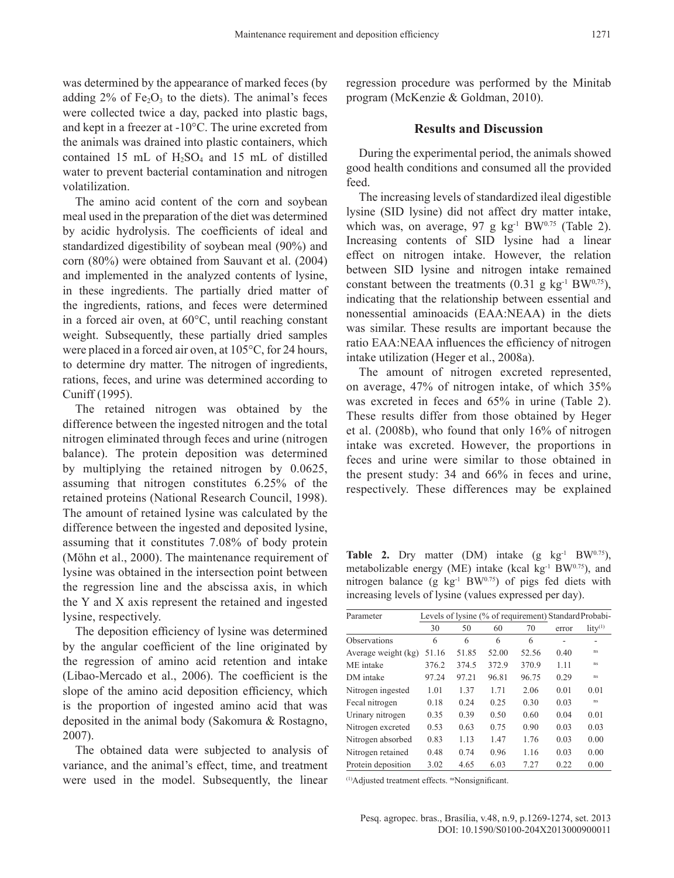was determined by the appearance of marked feces (by adding 2% of $Fe_2O_3$ to the diets). The animal's feces were collected twice a day, packed into plastic bags, and kept in a freezer at -10°C. The urine excreted from the animals was drained into plastic containers, which contained 15 mL of $H_2SO_4$ and 15 mL of distilled water to prevent bacterial contamination and nitrogen volatilization.

The amino acid content of the corn and soybean meal used in the preparation of the diet was determined by acidic hydrolysis. The coefficients of ideal and standardized digestibility of soybean meal (90%) and corn (80%) were obtained from Sauvant et al. (2004) and implemented in the analyzed contents of lysine, in these ingredients. The partially dried matter of the ingredients, rations, and feces were determined in a forced air oven, at 60°C, until reaching constant weight. Subsequently, these partially dried samples were placed in a forced air oven, at 105°C, for 24 hours, to determine dry matter. The nitrogen of ingredients, rations, feces, and urine was determined according to Cuniff (1995).

The retained nitrogen was obtained by the difference between the ingested nitrogen and the total nitrogen eliminated through feces and urine (nitrogen balance). The protein deposition was determined by multiplying the retained nitrogen by 0.0625, assuming that nitrogen constitutes 6.25% of the retained proteins (National Research Council, 1998). The amount of retained lysine was calculated by the difference between the ingested and deposited lysine, assuming that it constitutes 7.08% of body protein (Möhn et al., 2000). The maintenance requirement of lysine was obtained in the intersection point between the regression line and the abscissa axis, in which the Y and X axis represent the retained and ingested lysine, respectively.

The deposition efficiency of lysine was determined by the angular coefficient of the line originated by the regression of amino acid retention and intake (Libao-Mercado et al., 2006). The coefficient is the slope of the amino acid deposition efficiency, which is the proportion of ingested amino acid that was deposited in the animal body (Sakomura & Rostagno, 2007).

The obtained data were subjected to analysis of variance, and the animal's effect, time, and treatment were used in the model. Subsequently, the linear regression procedure was performed by the Minitab program (McKenzie & Goldman, 2010).

## Results and Discussion

During the experimental period, the animals showed good health conditions and consumed all the provided feed.

The increasing levels of standardized ileal digestible lysine (SID lysine) did not affect dry matter intake, which was, on average, 97 g $kg^{-1}$ $BW^{0.75}$ (Table 2). Increasing contents of SID lysine had a linear effect on nitrogen intake. However, the relation between SID lysine and nitrogen intake remained constant between the treatments (0.31 g $kg^{-1}$ $BW^{0,75}$), indicating that the relationship between essential and nonessential aminoacids (EAA:NEAA) in the diets was similar. These results are important because the ratio EAA:NEAA influences the efficiency of nitrogen intake utilization (Heger et al., 2008a).

The amount of nitrogen excreted represented, on average, 47% of nitrogen intake, of which 35% was excreted in feces and 65% in urine (Table 2). These results differ from those obtained by Heger et al. (2008b), who found that only 16% of nitrogen intake was excreted. However, the proportions in feces and urine were similar to those obtained in the present study: 34 and 66% in feces and urine, respectively. These differences may be explained

**Table 2.** Dry matter (DM) intake (g $kg^{-1}$ $BW^{0.75}$), metabolizable energy (ME) intake (kcal $kg^{-1}$ $BW^{0.75}$), and nitrogen balance (g $kg^{-1}$ $BW^{0.75}$) of pigs fed diets with increasing levels of lysine (values expressed per day).

| Parameter | Levels of lysine (% of requirement) | | | | Standard error | Probability[1] |
|---|---|---|---|---|---|---|
| | 30 | 50 | 60 | 70 | | |
| Observations | 6 | 6 | 6 | 6 | - | - |
| Average weight (kg) | 51.16 | 51.85 | 52.00 | 52.56 | 0.40 | ns |
| ME intake | 376.2 | 374.5 | 372.9 | 370.9 | 1.11 | ns |
| DM intake | 97.24 | 97.21 | 96.81 | 96.75 | 0.29 | ns |
| Nitrogen ingested | 1.01 | 1.37 | 1.71 | 2.06 | 0.01 | 0.01 |
| Fecal nitrogen | 0.18 | 0.24 | 0.25 | 0.30 | 0.03 | ns |
| Urinary nitrogen | 0.35 | 0.39 | 0.50 | 0.60 | 0.04 | 0.01 |
| Nitrogen excreted | 0.53 | 0.63 | 0.75 | 0.90 | 0.03 | 0.03 |
| Nitrogen absorbed | 0.83 | 1.13 | 1.47 | 1.76 | 0.03 | 0.00 |
| Nitrogen retained | 0.48 | 0.74 | 0.96 | 1.16 | 0.03 | 0.00 |
| Protein deposition | 3.02 | 4.65 | 6.03 | 7.27 | 0.22 | 0.00 |

[1]Adjusted treatment effects. nsNonsignificant.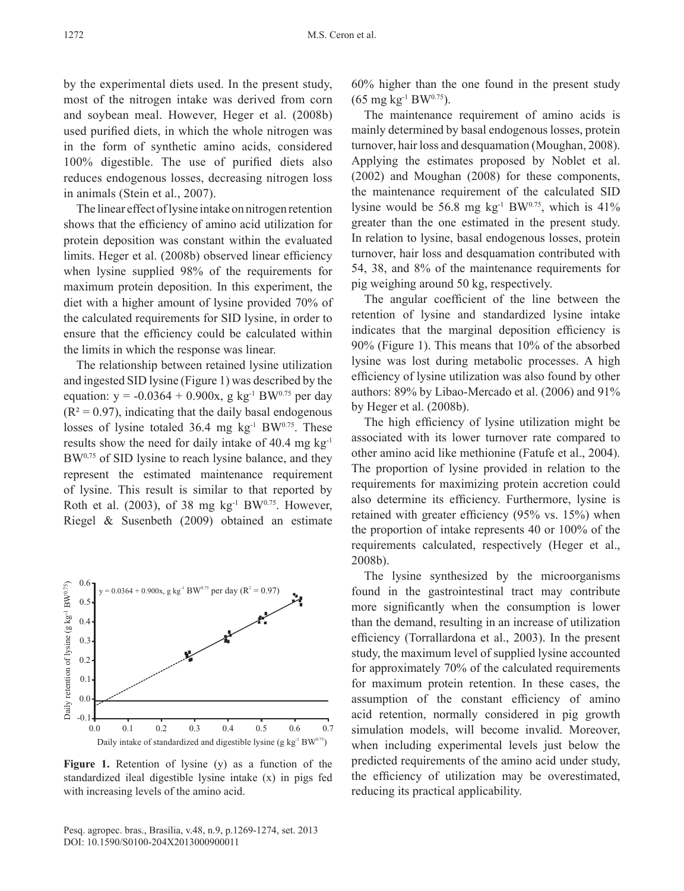by the experimental diets used. In the present study, most of the nitrogen intake was derived from corn and soybean meal. However, Heger et al. (2008b) used purified diets, in which the whole nitrogen was in the form of synthetic amino acids, considered 100% digestible. The use of purified diets also reduces endogenous losses, decreasing nitrogen loss in animals (Stein et al., 2007).

The linear effect of lysine intake on nitrogen retention shows that the efficiency of amino acid utilization for protein deposition was constant within the evaluated limits. Heger et al. (2008b) observed linear efficiency when lysine supplied 98% of the requirements for maximum protein deposition. In this experiment, the diet with a higher amount of lysine provided 70% of the calculated requirements for SID lysine, in order to ensure that the efficiency could be calculated within the limits in which the response was linear.

The relationship between retained lysine utilization and ingested SID lysine (Figure 1) was described by the equation: $y = -0.0364 + 0.900x$, g kg$^{-1}$ BW$^{0.75}$ per day ($R^2 = 0.97$), indicating that the daily basal endogenous losses of lysine totaled 36.4 mg kg$^{-1}$ BW$^{0.75}$. These results show the need for daily intake of 40.4 mg kg$^{-1}$ BW$^{0,75}$ of SID lysine to reach lysine balance, and they represent the estimated maintenance requirement of lysine. This result is similar to that reported by Roth et al. (2003), of 38 mg kg$^{-1}$ BW$^{0.75}$. However, Riegel & Susenbeth (2009) obtained an estimate 60% higher than the one found in the present study (65 mg kg$^{-1}$ BW$^{0.75}$).

Figure 1. Retention of lysine (y) as a function of the standardized ileal digestible lysine intake (x) in pigs fed with increasing levels of the amino acid.

The maintenance requirement of amino acids is mainly determined by basal endogenous losses, protein turnover, hair loss and desquamation (Moughan, 2008). Applying the estimates proposed by Noblet et al. (2002) and Moughan (2008) for these components, the maintenance requirement of the calculated SID lysine would be 56.8 mg kg$^{-1}$ BW$^{0.75}$, which is 41% greater than the one estimated in the present study. In relation to lysine, basal endogenous losses, protein turnover, hair loss and desquamation contributed with 54, 38, and 8% of the maintenance requirements for pig weighing around 50 kg, respectively.

The angular coefficient of the line between the retention of lysine and standardized lysine intake indicates that the marginal deposition efficiency is 90% (Figure 1). This means that 10% of the absorbed lysine was lost during metabolic processes. A high efficiency of lysine utilization was also found by other authors: 89% by Libao-Mercado et al. (2006) and 91% by Heger et al. (2008b).

The high efficiency of lysine utilization might be associated with its lower turnover rate compared to other amino acid like methionine (Fatufe et al., 2004). The proportion of lysine provided in relation to the requirements for maximizing protein accretion could also determine its efficiency. Furthermore, lysine is retained with greater efficiency (95% vs. 15%) when the proportion of intake represents 40 or 100% of the requirements calculated, respectively (Heger et al., 2008b).

The lysine synthesized by the microorganisms found in the gastrointestinal tract may contribute more significantly when the consumption is lower than the demand, resulting in an increase of utilization efficiency (Torrallardona et al., 2003). In the present study, the maximum level of supplied lysine accounted for approximately 70% of the calculated requirements for maximum protein retention. In these cases, the assumption of the constant efficiency of amino acid retention, normally considered in pig growth simulation models, will become invalid. Moreover, when including experimental levels just below the predicted requirements of the amino acid under study, the efficiency of utilization may be overestimated, reducing its practical applicability.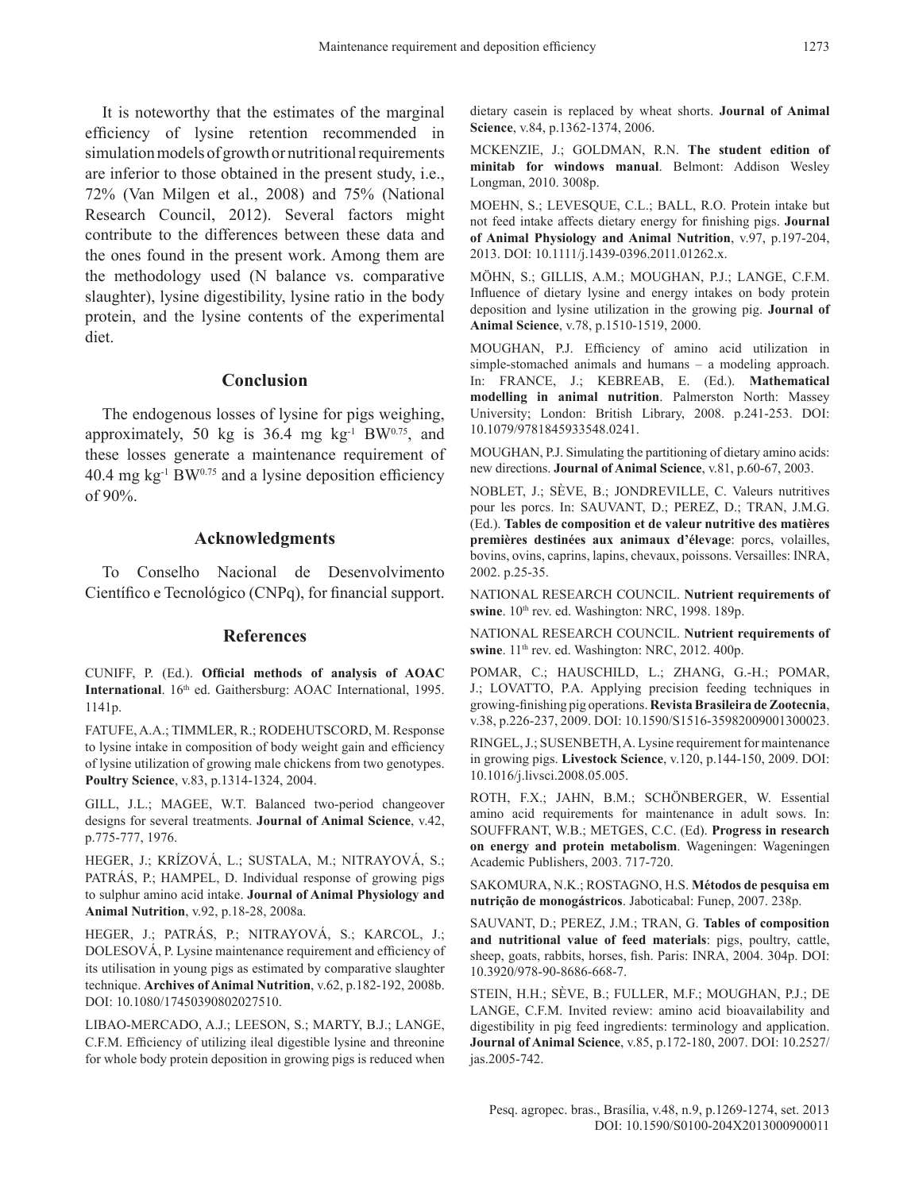It is noteworthy that the estimates of the marginal efficiency of lysine retention recommended in simulation models of growth or nutritional requirements are inferior to those obtained in the present study, i.e., 72% (Van Milgen et al., 2008) and 75% (National Research Council, 2012). Several factors might contribute to the differences between these data and the ones found in the present work. Among them are the methodology used (N balance vs. comparative slaughter), lysine digestibility, lysine ratio in the body protein, and the lysine contents of the experimental diet.

## Conclusion

The endogenous losses of lysine for pigs weighing, approximately, 50 kg is 36.4 mg $kg^{-1}$ $BW^{0.75}$, and these losses generate a maintenance requirement of 40.4 mg $kg^{-1}$ $BW^{0.75}$ and a lysine deposition efficiency of 90%.

## Acknowledgments

To Conselho Nacional de Desenvolvimento Científico e Tecnológico (CNPq), for financial support.

## References

CUNIFF, P. (Ed.). **Official methods of analysis of AOAC International**. 16th ed. Gaithersburg: AOAC International, 1995. 1141p.

FATUFE, A.A.; TIMMLER, R.; RODEHUTSCORD, M. Response to lysine intake in composition of body weight gain and efficiency of lysine utilization of growing male chickens from two genotypes. **Poultry Science**, v.83, p.1314-1324, 2004.

GILL, J.L.; MAGEE, W.T. Balanced two-period changeover designs for several treatments. **Journal of Animal Science**, v.42, p.775-777, 1976.

HEGER, J.; KRÍZOVÁ, L.; SUSTALA, M.; NITRAYOVÁ, S.; PATRÁS, P.; HAMPEL, D. Individual response of growing pigs to sulphur amino acid intake. **Journal of Animal Physiology and Animal Nutrition**, v.92, p.18-28, 2008a.

HEGER, J.; PATRÁS, P.; NITRAYOVÁ, S.; KARCOL, J.; DOLESOVÁ, P. Lysine maintenance requirement and efficiency of its utilisation in young pigs as estimated by comparative slaughter technique. **Archives of Animal Nutrition**, v.62, p.182-192, 2008b. DOI: 10.1080/17450390802027510.

LIBAO-MERCADO, A.J.; LEESON, S.; MARTY, B.J.; LANGE, C.F.M. Efficiency of utilizing ileal digestible lysine and threonine for whole body protein deposition in growing pigs is reduced when dietary casein is replaced by wheat shorts. **Journal of Animal Science**, v.84, p.1362-1374, 2006.

MCKENZIE, J.; GOLDMAN, R.N. **The student edition of minitab for windows manual**. Belmont: Addison Wesley Longman, 2010. 3008p.

MOEHN, S.; LEVESQUE, C.L.; BALL, R.O. Protein intake but not feed intake affects dietary energy for finishing pigs. **Journal of Animal Physiology and Animal Nutrition**, v.97, p.197-204, 2013. DOI: 10.1111/j.1439-0396.2011.01262.x.

MÖHN, S.; GILLIS, A.M.; MOUGHAN, P.J.; LANGE, C.F.M. Influence of dietary lysine and energy intakes on body protein deposition and lysine utilization in the growing pig. **Journal of Animal Science**, v.78, p.1510-1519, 2000.

MOUGHAN, P.J. Efficiency of amino acid utilization in simple-stomached animals and humans – a modeling approach. In: FRANCE, J.; KEBREAB, E. (Ed.). **Mathematical modelling in animal nutrition**. Palmerston North: Massey University; London: British Library, 2008. p.241-253. DOI: 10.1079/9781845933548.0241.

MOUGHAN, P.J. Simulating the partitioning of dietary amino acids: new directions. **Journal of Animal Science**, v.81, p.60-67, 2003.

NOBLET, J.; SÈVE, B.; JONDREVILLE, C. Valeurs nutritives pour les porcs. In: SAUVANT, D.; PEREZ, D.; TRAN, J.M.G. (Ed.). **Tables de composition et de valeur nutritive des matières premières destinées aux animaux d'élevage**: porcs, volailles, bovins, ovins, caprins, lapins, chevaux, poissons. Versailles: INRA, 2002. p.25-35.

NATIONAL RESEARCH COUNCIL. **Nutrient requirements of swine**. 10th rev. ed. Washington: NRC, 1998. 189p.

NATIONAL RESEARCH COUNCIL. **Nutrient requirements of swine**. 11th rev. ed. Washington: NRC, 2012. 400p.

POMAR, C.; HAUSCHILD, L.; ZHANG, G.-H.; POMAR, J.; LOVATTO, P.A. Applying precision feeding techniques in growing-finishing pig operations. **Revista Brasileira de Zootecnia**, v.38, p.226-237, 2009. DOI: 10.1590/S1516-35982009001300023.

RINGEL, J.; SUSENBETH, A. Lysine requirement for maintenance in growing pigs. **Livestock Science**, v.120, p.144-150, 2009. DOI: 10.1016/j.livsci.2008.05.005.

ROTH, F.X.; JAHN, B.M.; SCHÖNBERGER, W. Essential amino acid requirements for maintenance in adult sows. In: SOUFFRANT, W.B.; METGES, C.C. (Ed). **Progress in research on energy and protein metabolism**. Wageningen: Wageningen Academic Publishers, 2003. 717-720.

SAKOMURA, N.K.; ROSTAGNO, H.S. **Métodos de pesquisa em nutrição de monogástricos**. Jaboticabal: Funep, 2007. 238p.

SAUVANT, D.; PEREZ, J.M.; TRAN, G. **Tables of composition and nutritional value of feed materials**: pigs, poultry, cattle, sheep, goats, rabbits, horses, fish. Paris: INRA, 2004. 304p. DOI: 10.3920/978-90-8686-668-7.

STEIN, H.H.; SÈVE, B.; FULLER, M.F.; MOUGHAN, P.J.; DE LANGE, C.F.M. Invited review: amino acid bioavailability and digestibility in pig feed ingredients: terminology and application. **Journal of Animal Science**, v.85, p.172-180, 2007. DOI: 10.2527/jas.2005-742.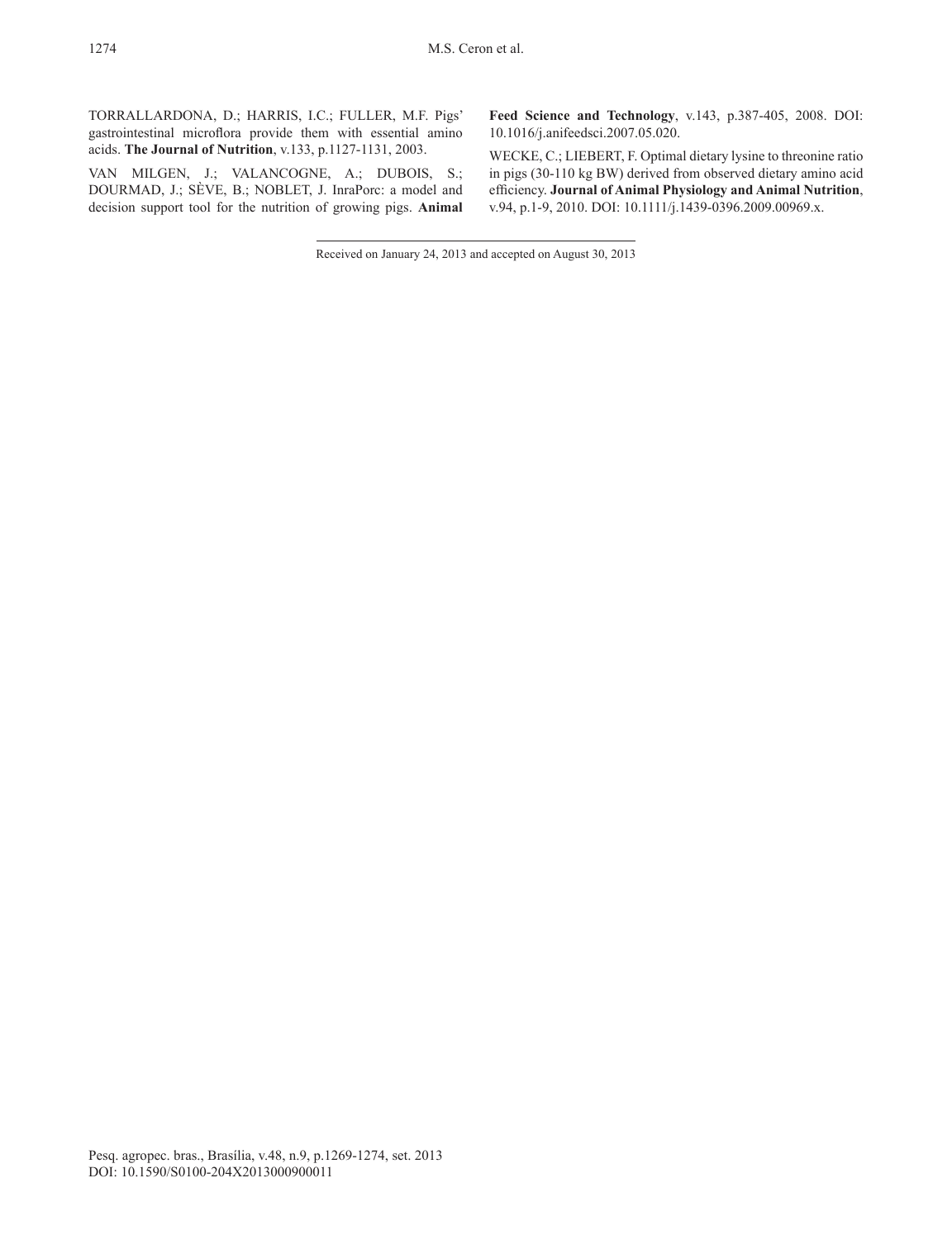TORRALLARDONA, D.; HARRIS, I.C.; FULLER, M.F. Pigs' gastrointestinal microflora provide them with essential amino acids. **The Journal of Nutrition**, v.133, p.1127-1131, 2003.

VAN MILGEN, J.; VALANCOGNE, A.; DUBOIS, S.; DOURMAD, J.; SÈVE, B.; NOBLET, J. InraPorc: a model and decision support tool for the nutrition of growing pigs. **Animal Feed Science and Technology**, v.143, p.387-405, 2008. DOI: 10.1016/j.anifeedsci.2007.05.020.

WECKE, C.; LIEBERT, F. Optimal dietary lysine to threonine ratio in pigs (30-110 kg BW) derived from observed dietary amino acid efficiency. **Journal of Animal Physiology and Animal Nutrition**, v.94, p.1-9, 2010. DOI: 10.1111/j.1439-0396.2009.00969.x.

---

Received on January 24, 2013 and accepted on August 30, 2013